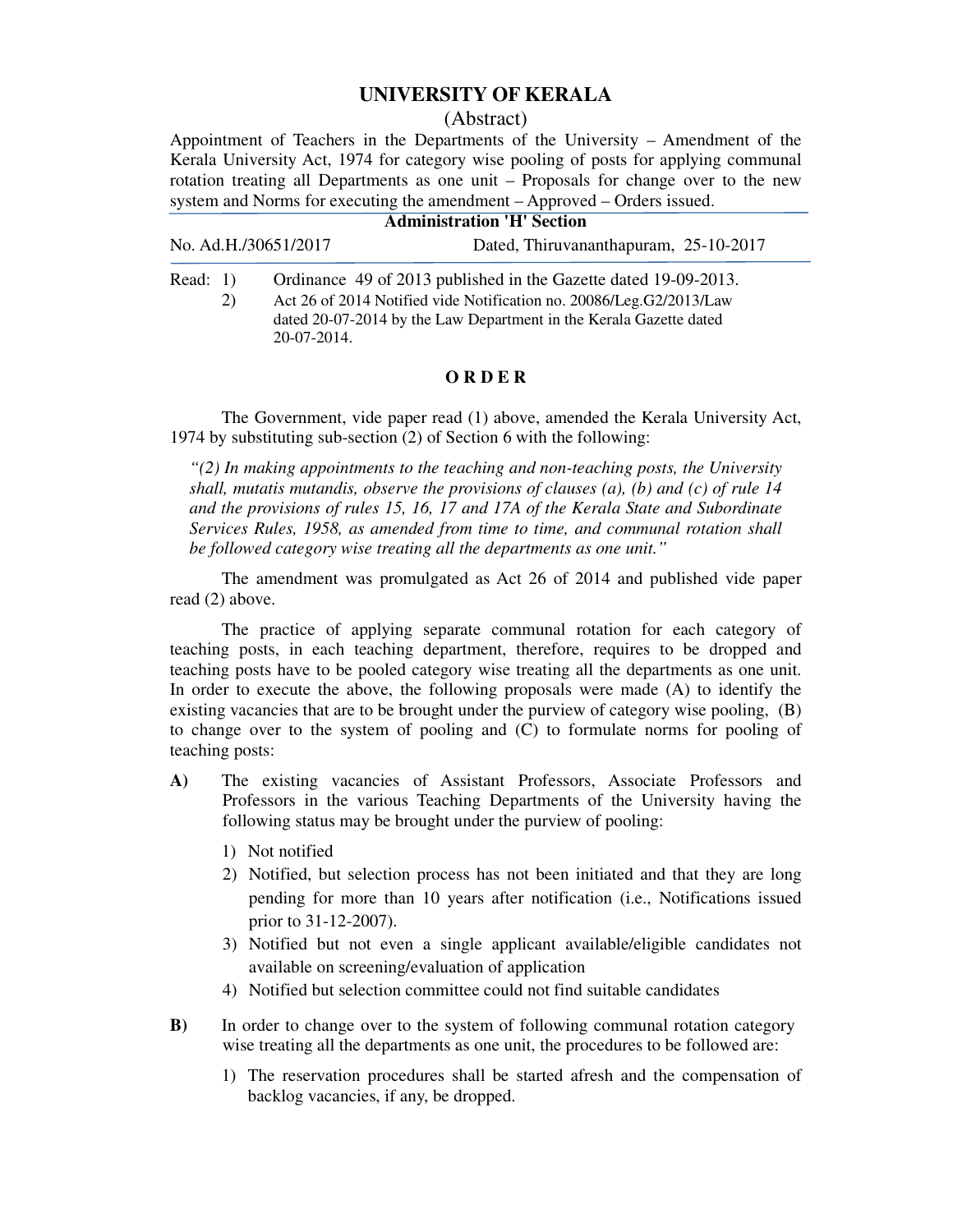# UNIVERSITY OF KERALA

(Abstract)

Appointment of Teachers in the Departments of the University – Amendment of the Kerala University Act, 1974 for category wise pooling of posts for applying communal rotation treating all Departments as one unit – Proposals for change over to the new system and Norms for executing the amendment – Approved – Orders issued.

**Administration 'H' Section**

No. Ad.H./30651/2017 Dated, Thiruvananthapuram, 25-10-2017

Read: 1) Ordinance 49 of 2013 published in the Gazette dated 19-09-2013.

2) Act 26 of 2014 Notified vide Notification no. 20086/Leg.G2/2013/Law dated 20-07-2014 by the Law Department in the Kerala Gazette dated 20-07-2014.

**O R D E R**

The Government, vide paper read (1) above, amended the Kerala University Act, 1974 by substituting sub-section (2) of Section 6 with the following:

*"(2) In making appointments to the teaching and non-teaching posts, the University shall, mutatis mutandis, observe the provisions of clauses (a), (b) and (c) of rule 14 and the provisions of rules 15, 16, 17 and 17A of the Kerala State and Subordinate Services Rules, 1958, as amended from time to time, and communal rotation shall be followed category wise treating all the departments as one unit."*

The amendment was promulgated as Act 26 of 2014 and published vide paper read (2) above.

The practice of applying separate communal rotation for each category of teaching posts, in each teaching department, therefore, requires to be dropped and teaching posts have to be pooled category wise treating all the departments as one unit. In order to execute the above, the following proposals were made (A) to identify the existing vacancies that are to be brought under the purview of category wise pooling, (B) to change over to the system of pooling and (C) to formulate norms for pooling of teaching posts:

**A)** The existing vacancies of Assistant Professors, Associate Professors and Professors in the various Teaching Departments of the University having the following status may be brought under the purview of pooling:

1) Not notified
2) Notified, but selection process has not been initiated and that they are long pending for more than 10 years after notification (i.e., Notifications issued prior to 31-12-2007).
3) Notified but not even a single applicant available/eligible candidates not available on screening/evaluation of application
4) Notified but selection committee could not find suitable candidates

**B)** In order to change over to the system of following communal rotation category wise treating all the departments as one unit, the procedures to be followed are:

1) The reservation procedures shall be started afresh and the compensation of backlog vacancies, if any, be dropped.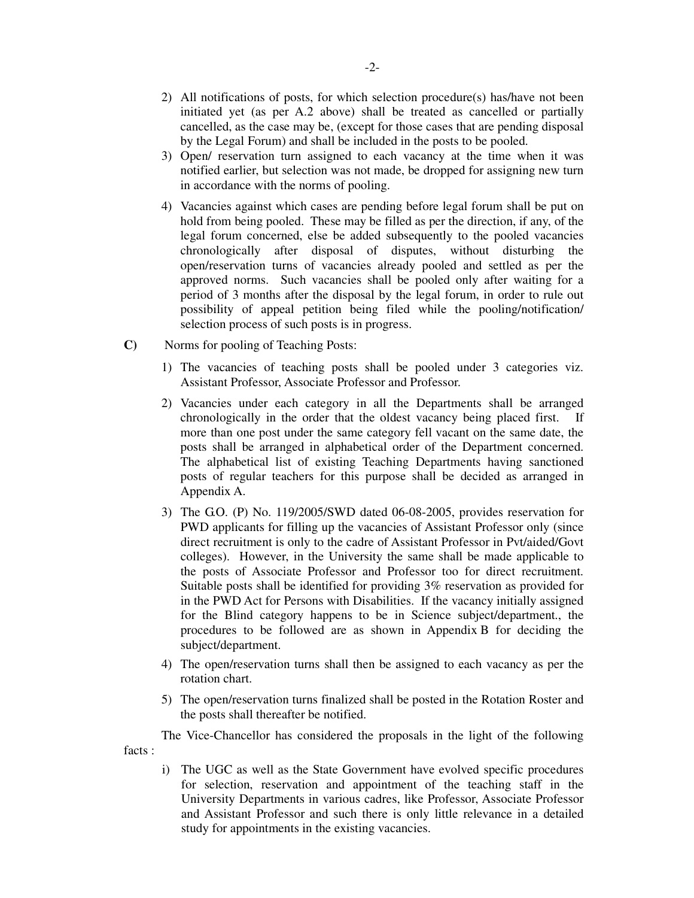2) All notifications of posts, for which selection procedure(s) has/have not been initiated yet (as per A.2 above) shall be treated as cancelled or partially cancelled, as the case may be, (except for those cases that are pending disposal by the Legal Forum) and shall be included in the posts to be pooled.
3) Open/ reservation turn assigned to each vacancy at the time when it was notified earlier, but selection was not made, be dropped for assigning new turn in accordance with the norms of pooling.
4) Vacancies against which cases are pending before legal forum shall be put on hold from being pooled. These may be filled as per the direction, if any, of the legal forum concerned, else be added subsequently to the pooled vacancies chronologically after disposal of disputes, without disturbing the open/reservation turns of vacancies already pooled and settled as per the approved norms. Such vacancies shall be pooled only after waiting for a period of 3 months after the disposal by the legal forum, in order to rule out possibility of appeal petition being filed while the pooling/notification/ selection process of such posts is in progress.

**C)** Norms for pooling of Teaching Posts:

1) The vacancies of teaching posts shall be pooled under 3 categories viz. Assistant Professor, Associate Professor and Professor.
2) Vacancies under each category in all the Departments shall be arranged chronologically in the order that the oldest vacancy being placed first. If more than one post under the same category fell vacant on the same date, the posts shall be arranged in alphabetical order of the Department concerned. The alphabetical list of existing Teaching Departments having sanctioned posts of regular teachers for this purpose shall be decided as arranged in Appendix A.
3) The G.O. (P) No. 119/2005/SWD dated 06-08-2005, provides reservation for PWD applicants for filling up the vacancies of Assistant Professor only (since direct recruitment is only to the cadre of Assistant Professor in Pvt/aided/Govt colleges). However, in the University the same shall be made applicable to the posts of Associate Professor and Professor too for direct recruitment. Suitable posts shall be identified for providing 3% reservation as provided for in the PWD Act for Persons with Disabilities. If the vacancy initially assigned for the Blind category happens to be in Science subject/department., the procedures to be followed are as shown in Appendix B for deciding the subject/department.
4) The open/reservation turns shall then be assigned to each vacancy as per the rotation chart.
5) The open/reservation turns finalized shall be posted in the Rotation Roster and the posts shall thereafter be notified.

The Vice-Chancellor has considered the proposals in the light of the following facts :

i) The UGC as well as the State Government have evolved specific procedures for selection, reservation and appointment of the teaching staff in the University Departments in various cadres, like Professor, Associate Professor and Assistant Professor and such there is only little relevance in a detailed study for appointments in the existing vacancies.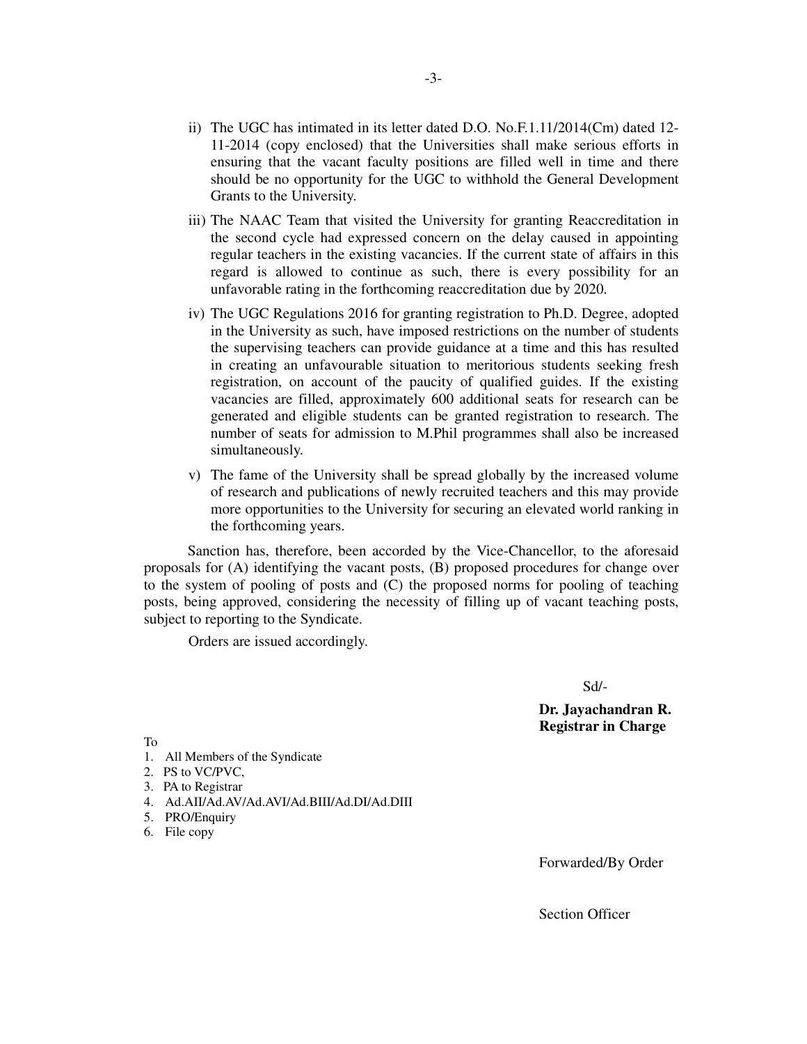ii) The UGC has intimated in its letter dated D.O. No.F.1.11/2014(Cm) dated 12-11-2014 (copy enclosed) that the Universities shall make serious efforts in ensuring that the vacant faculty positions are filled well in time and there should be no opportunity for the UGC to withhold the General Development Grants to the University.

iii) The NAAC Team that visited the University for granting Reaccreditation in the second cycle had expressed concern on the delay caused in appointing regular teachers in the existing vacancies. If the current state of affairs in this regard is allowed to continue as such, there is every possibility for an unfavorable rating in the forthcoming reaccreditation due by 2020.

iv) The UGC Regulations 2016 for granting registration to Ph.D. Degree, adopted in the University as such, have imposed restrictions on the number of students the supervising teachers can provide guidance at a time and this has resulted in creating an unfavourable situation to meritorious students seeking fresh registration, on account of the paucity of qualified guides. If the existing vacancies are filled, approximately 600 additional seats for research can be generated and eligible students can be granted registration to research. The number of seats for admission to M.Phil programmes shall also be increased simultaneously.

v) The fame of the University shall be spread globally by the increased volume of research and publications of newly recruited teachers and this may provide more opportunities to the University for securing an elevated world ranking in the forthcoming years.

Sanction has, therefore, been accorded by the Vice-Chancellor, to the aforesaid proposals for (A) identifying the vacant posts, (B) proposed procedures for change over to the system of pooling of posts and (C) the proposed norms for pooling of teaching posts, being approved, considering the necessity of filling up of vacant teaching posts, subject to reporting to the Syndicate.

Orders are issued accordingly.

Sd/-

**Dr. Jayachandran R.**
**Registrar in Charge**

To

1. All Members of the Syndicate
2. PS to VC/PVC,
3. PA to Registrar
4. Ad.AII/Ad.AV/Ad.AVI/Ad.BIII/Ad.DI/Ad.DIII
5. PRO/Enquiry
6. File copy

Forwarded/By Order

Section Officer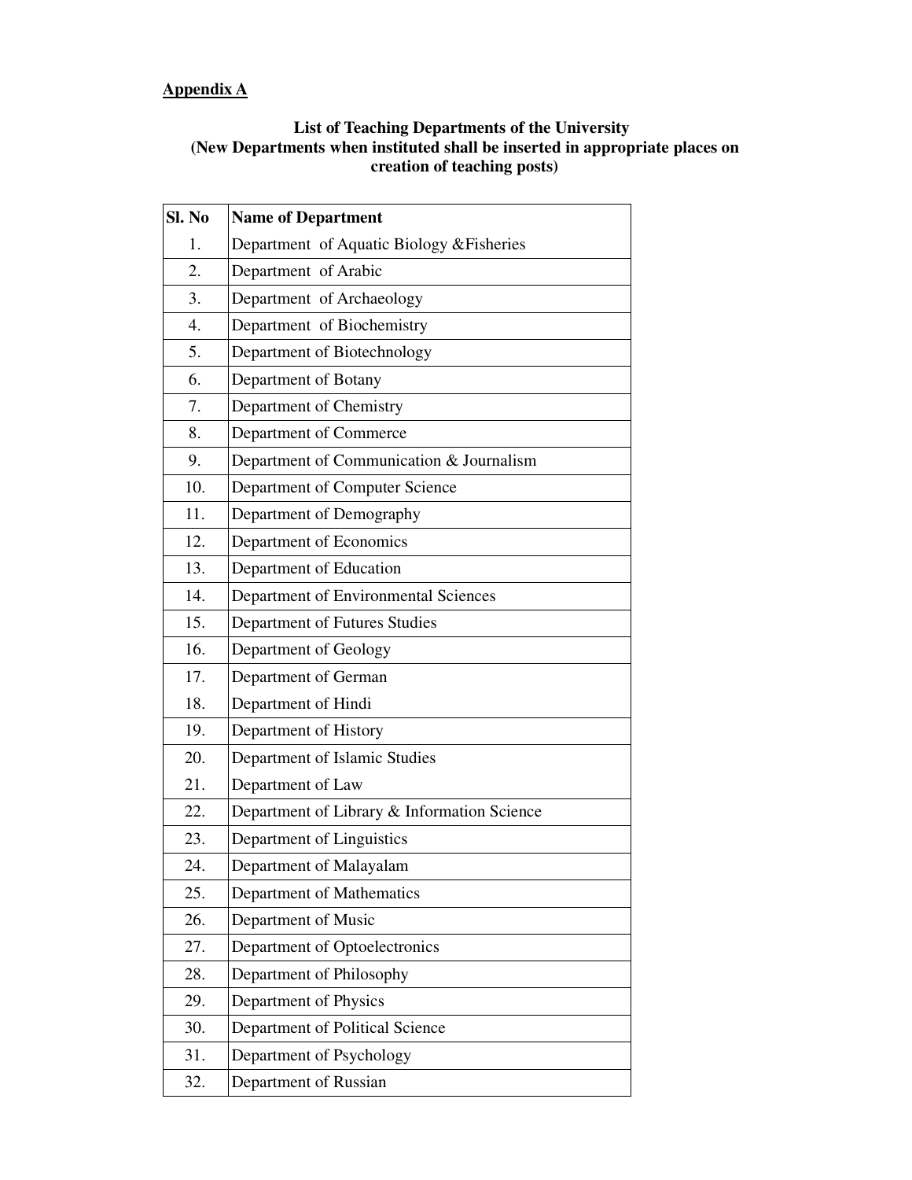**Appendix A**

**List of Teaching Departments of the University**
**(New Departments when instituted shall be inserted in appropriate places on creation of teaching posts)**

| Sl. No | Name of Department |
|---|---|
| 1. | Department of Aquatic Biology &Fisheries |
| 2. | Department of Arabic |
| 3. | Department of Archaeology |
| 4. | Department of Biochemistry |
| 5. | Department of Biotechnology |
| 6. | Department of Botany |
| 7. | Department of Chemistry |
| 8. | Department of Commerce |
| 9. | Department of Communication & Journalism |
| 10. | Department of Computer Science |
| 11. | Department of Demography |
| 12. | Department of Economics |
| 13. | Department of Education |
| 14. | Department of Environmental Sciences |
| 15. | Department of Futures Studies |
| 16. | Department of Geology |
| 17. | Department of German |
| 18. | Department of Hindi |
| 19. | Department of History |
| 20. | Department of Islamic Studies |
| 21. | Department of Law |
| 22. | Department of Library & Information Science |
| 23. | Department of Linguistics |
| 24. | Department of Malayalam |
| 25. | Department of Mathematics |
| 26. | Department of Music |
| 27. | Department of Optoelectronics |
| 28. | Department of Philosophy |
| 29. | Department of Physics |
| 30. | Department of Political Science |
| 31. | Department of Psychology |
| 32. | Department of Russian |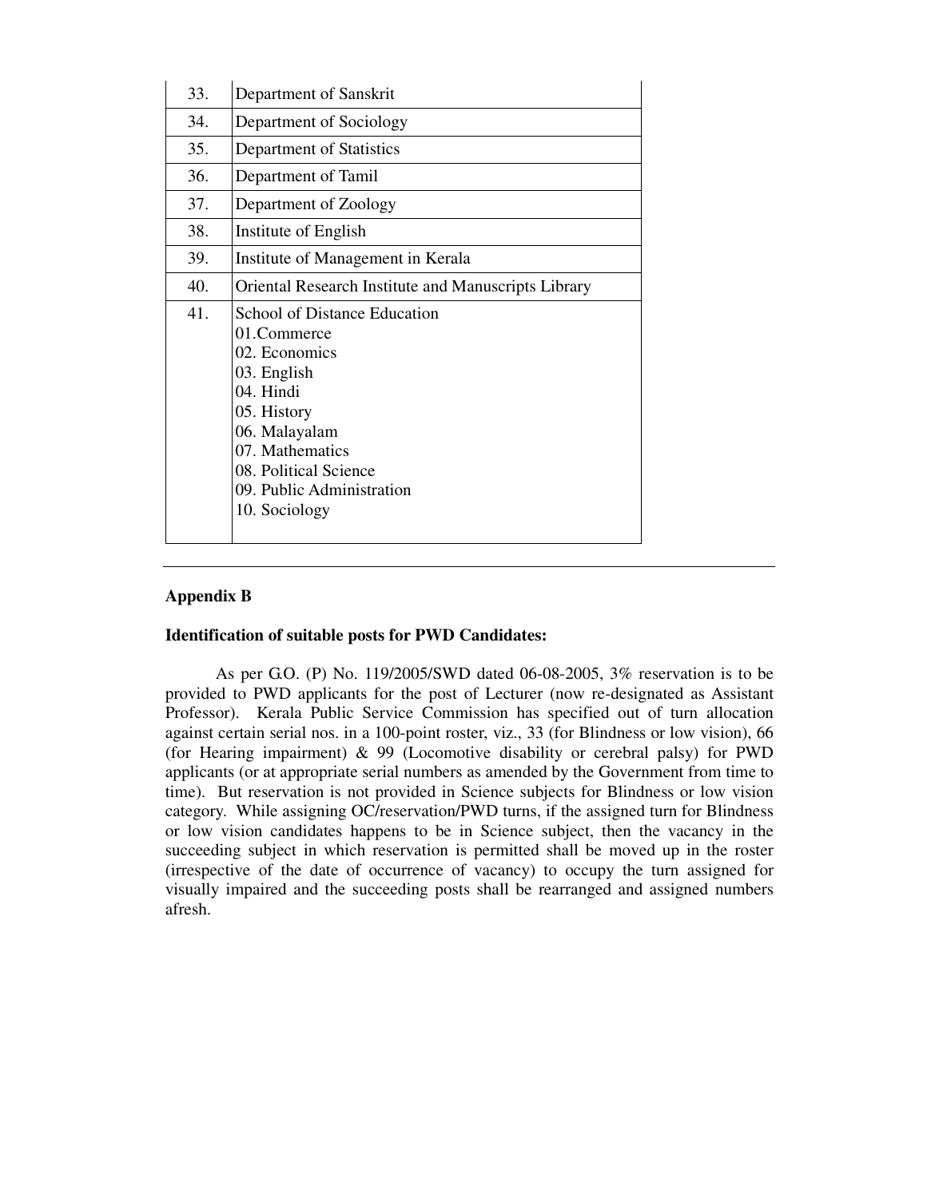| | |
|---|---|
| 33. | Department of Sanskrit |
| 34. | Department of Sociology |
| 35. | Department of Statistics |
| 36. | Department of Tamil |
| 37. | Department of Zoology |
| 38. | Institute of English |
| 39. | Institute of Management in Kerala |
| 40. | Oriental Research Institute and Manuscripts Library |
| 41. | School of Distance Education<br>01.Commerce<br>02. Economics<br>03. English<br>04. Hindi<br>05. History<br>06. Malayalam<br>07. Mathematics<br>08. Political Science<br>09. Public Administration<br>10. Sociology |

---

**Appendix B**

**Identification of suitable posts for PWD Candidates:**

As per G.O. (P) No. 119/2005/SWD dated 06-08-2005, 3% reservation is to be provided to PWD applicants for the post of Lecturer (now re-designated as Assistant Professor). Kerala Public Service Commission has specified out of turn allocation against certain serial nos. in a 100-point roster, viz., 33 (for Blindness or low vision), 66 (for Hearing impairment) & 99 (Locomotive disability or cerebral palsy) for PWD applicants (or at appropriate serial numbers as amended by the Government from time to time). But reservation is not provided in Science subjects for Blindness or low vision category. While assigning OC/reservation/PWD turns, if the assigned turn for Blindness or low vision candidates happens to be in Science subject, then the vacancy in the succeeding subject in which reservation is permitted shall be moved up in the roster (irrespective of the date of occurrence of vacancy) to occupy the turn assigned for visually impaired and the succeeding posts shall be rearranged and assigned numbers afresh.